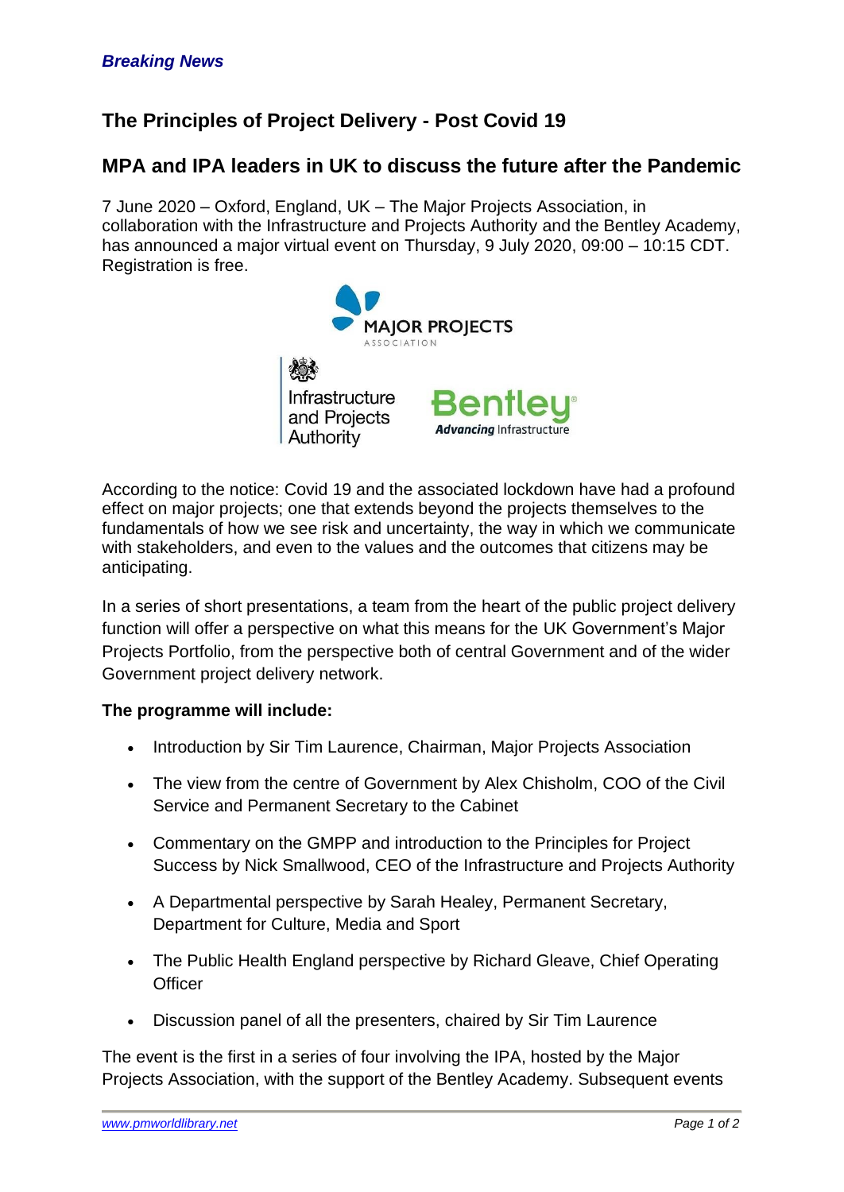*Breaking News*

## The Principles of Project Delivery - Post Covid 19

## MPA and IPA leaders in UK to discuss the future after the Pandemic

7 June 2020 – Oxford, England, UK – The Major Projects Association, in collaboration with the Infrastructure and Projects Authority and the Bentley Academy, has announced a major virtual event on Thursday, 9 July 2020, 09:00 – 10:15 CDT. Registration is free.

According to the notice: Covid 19 and the associated lockdown have had a profound effect on major projects; one that extends beyond the projects themselves to the fundamentals of how we see risk and uncertainty, the way in which we communicate with stakeholders, and even to the values and the outcomes that citizens may be anticipating.

In a series of short presentations, a team from the heart of the public project delivery function will offer a perspective on what this means for the UK Government's Major Projects Portfolio, from the perspective both of central Government and of the wider Government project delivery network.

**The programme will include:**

- Introduction by Sir Tim Laurence, Chairman, Major Projects Association
- The view from the centre of Government by Alex Chisholm, COO of the Civil Service and Permanent Secretary to the Cabinet
- Commentary on the GMPP and introduction to the Principles for Project Success by Nick Smallwood, CEO of the Infrastructure and Projects Authority
- A Departmental perspective by Sarah Healey, Permanent Secretary, Department for Culture, Media and Sport
- The Public Health England perspective by Richard Gleave, Chief Operating Officer
- Discussion panel of all the presenters, chaired by Sir Tim Laurence

The event is the first in a series of four involving the IPA, hosted by the Major Projects Association, with the support of the Bentley Academy. Subsequent events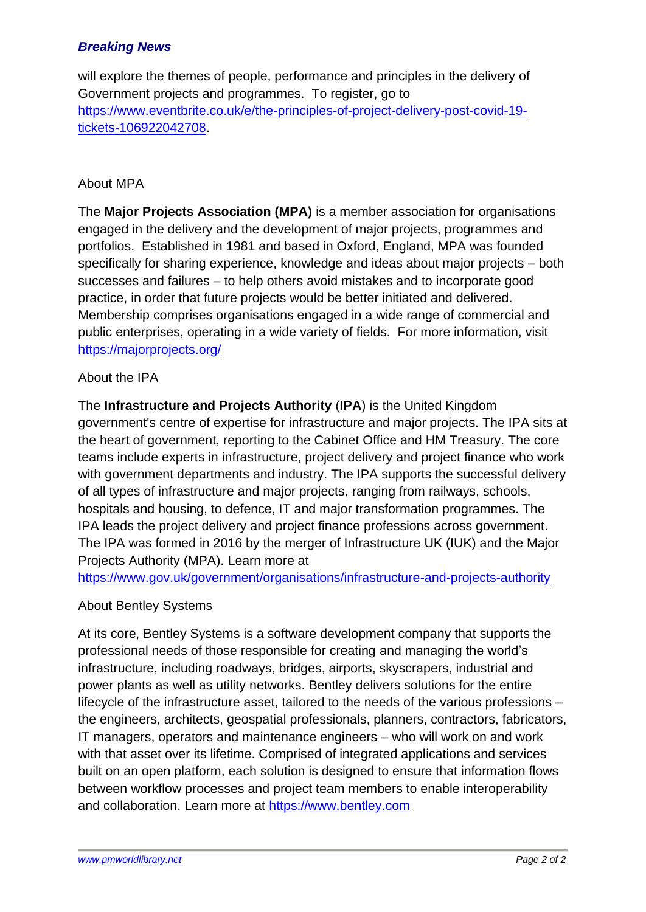will explore the themes of people, performance and principles in the delivery of Government projects and programmes. To register, go to https://www.eventbrite.co.uk/e/the-principles-of-project-delivery-post-covid-19-tickets-106922042708.

About MPA

The **Major Projects Association (MPA)** is a member association for organisations engaged in the delivery and the development of major projects, programmes and portfolios. Established in 1981 and based in Oxford, England, MPA was founded specifically for sharing experience, knowledge and ideas about major projects – both successes and failures – to help others avoid mistakes and to incorporate good practice, in order that future projects would be better initiated and delivered. Membership comprises organisations engaged in a wide range of commercial and public enterprises, operating in a wide variety of fields. For more information, visit https://majorprojects.org/

About the IPA

The **Infrastructure and Projects Authority** (**IPA**) is the United Kingdom government's centre of expertise for infrastructure and major projects. The IPA sits at the heart of government, reporting to the Cabinet Office and HM Treasury. The core teams include experts in infrastructure, project delivery and project finance who work with government departments and industry. The IPA supports the successful delivery of all types of infrastructure and major projects, ranging from railways, schools, hospitals and housing, to defence, IT and major transformation programmes. The IPA leads the project delivery and project finance professions across government. The IPA was formed in 2016 by the merger of Infrastructure UK (IUK) and the Major Projects Authority (MPA). Learn more at https://www.gov.uk/government/organisations/infrastructure-and-projects-authority

About Bentley Systems

At its core, Bentley Systems is a software development company that supports the professional needs of those responsible for creating and managing the world's infrastructure, including roadways, bridges, airports, skyscrapers, industrial and power plants as well as utility networks. Bentley delivers solutions for the entire lifecycle of the infrastructure asset, tailored to the needs of the various professions – the engineers, architects, geospatial professionals, planners, contractors, fabricators, IT managers, operators and maintenance engineers – who will work on and work with that asset over its lifetime. Comprised of integrated applications and services built on an open platform, each solution is designed to ensure that information flows between workflow processes and project team members to enable interoperability and collaboration. Learn more at https://www.bentley.com